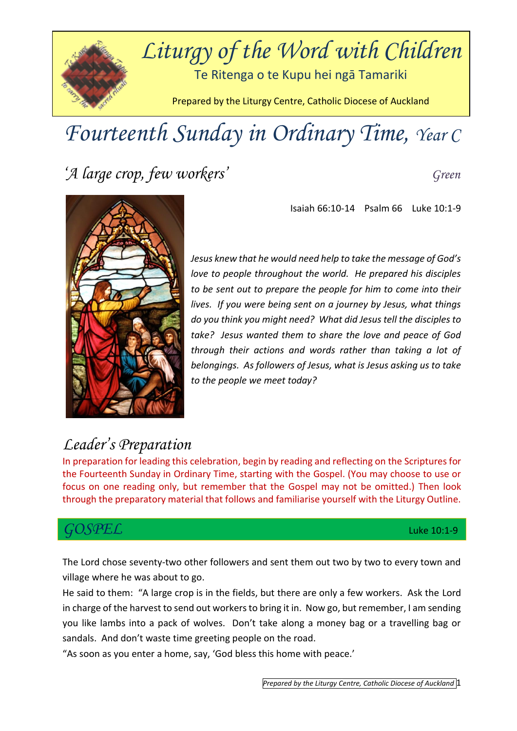# Liturgy of the Word with Children

Te Ritenga o te Kupu hei ngā Tamariki

Prepared by the Liturgy Centre, Catholic Diocese of Auckland

# Fourteenth Sunday in Ordinary Time, *Year C*

## *'A large crop, few workers'*

*Green*

Isaiah 66:10-14 Psalm 66 Luke 10:1-9

*Jesus knew that he would need help to take the message of God's love to people throughout the world. He prepared his disciples to be sent out to prepare the people for him to come into their lives. If you were being sent on a journey by Jesus, what things do you think you might need? What did Jesus tell the disciples to take? Jesus wanted them to share the love and peace of God through their actions and words rather than taking a lot of belongings. As followers of Jesus, what is Jesus asking us to take to the people we meet today?*

## *Leader's Preparation*

In preparation for leading this celebration, begin by reading and reflecting on the Scriptures for the Fourteenth Sunday in Ordinary Time, starting with the Gospel. (You may choose to use or focus on one reading only, but remember that the Gospel may not be omitted.) Then look through the preparatory material that follows and familiarise yourself with the Liturgy Outline.

## GOSPEL

Luke 10:1-9

The Lord chose seventy-two other followers and sent them out two by two to every town and village where he was about to go.

He said to them: "A large crop is in the fields, but there are only a few workers. Ask the Lord in charge of the harvest to send out workers to bring it in. Now go, but remember, I am sending you like lambs into a pack of wolves. Don't take along a money bag or a travelling bag or sandals. And don't waste time greeting people on the road.

"As soon as you enter a home, say, 'God bless this home with peace.'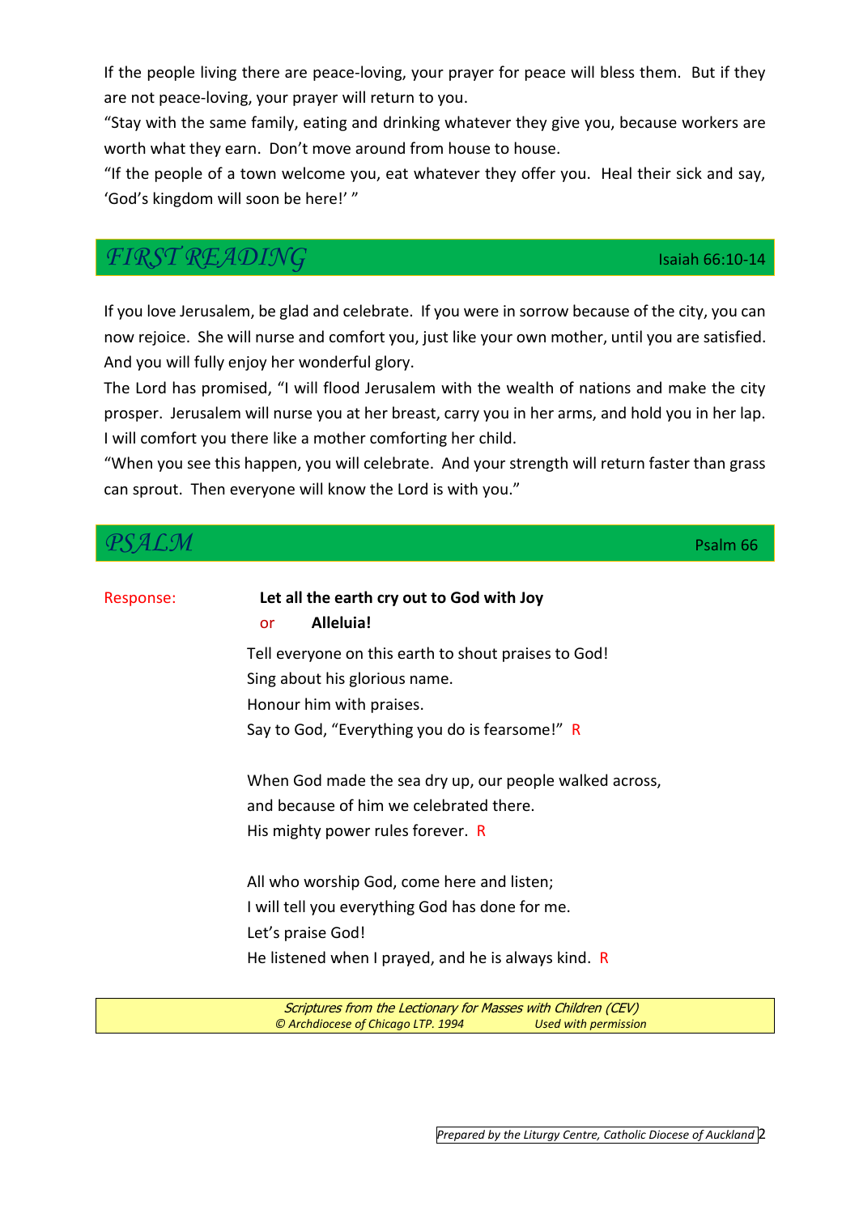If the people living there are peace-loving, your prayer for peace will bless them. But if they are not peace-loving, your prayer will return to you.
"Stay with the same family, eating and drinking whatever they give you, because workers are worth what they earn. Don't move around from house to house.
"If the people of a town welcome you, eat whatever they offer you. Heal their sick and say, 'God's kingdom will soon be here!' "

## *FIRST READING* — Isaiah 66:10-14

If you love Jerusalem, be glad and celebrate. If you were in sorrow because of the city, you can now rejoice. She will nurse and comfort you, just like your own mother, until you are satisfied. And you will fully enjoy her wonderful glory.
The Lord has promised, "I will flood Jerusalem with the wealth of nations and make the city prosper. Jerusalem will nurse you at her breast, carry you in her arms, and hold you in her lap. I will comfort you there like a mother comforting her child.
"When you see this happen, you will celebrate. And your strength will return faster than grass can sprout. Then everyone will know the Lord is with you."

## *PSALM* — Psalm 66

Response: **Let all the earth cry out to God with Joy**
or **Alleluia!**

Tell everyone on this earth to shout praises to God!
Sing about his glorious name.
Honour him with praises.
Say to God, "Everything you do is fearsome!" R

When God made the sea dry up, our people walked across,
and because of him we celebrated there.
His mighty power rules forever. R

All who worship God, come here and listen;
I will tell you everything God has done for me.
Let's praise God!
He listened when I prayed, and he is always kind. R

*Scriptures from the Lectionary for Masses with Children (CEV)*
*© Archdiocese of Chicago LTP. 1994 Used with permission*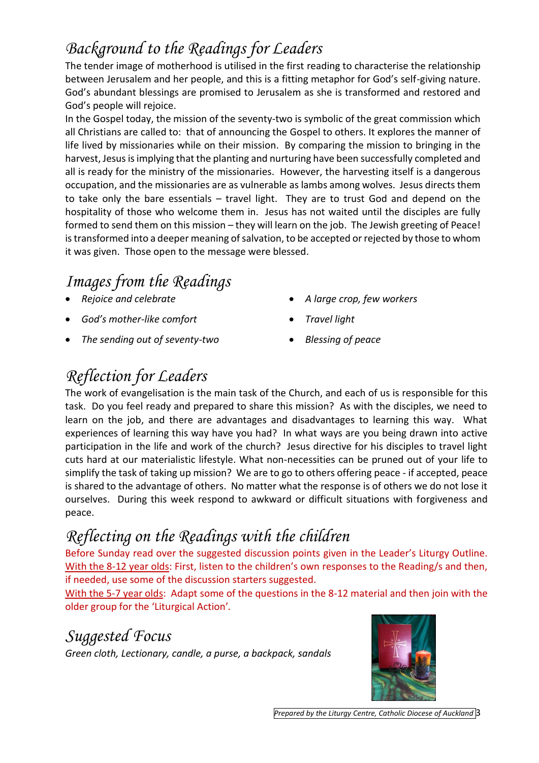## *Background to the Readings for Leaders*

The tender image of motherhood is utilised in the first reading to characterise the relationship between Jerusalem and her people, and this is a fitting metaphor for God's self-giving nature. God's abundant blessings are promised to Jerusalem as she is transformed and restored and God's people will rejoice.

In the Gospel today, the mission of the seventy-two is symbolic of the great commission which all Christians are called to: that of announcing the Gospel to others. It explores the manner of life lived by missionaries while on their mission. By comparing the mission to bringing in the harvest, Jesus is implying that the planting and nurturing have been successfully completed and all is ready for the ministry of the missionaries. However, the harvesting itself is a dangerous occupation, and the missionaries are as vulnerable as lambs among wolves. Jesus directs them to take only the bare essentials – travel light. They are to trust God and depend on the hospitality of those who welcome them in. Jesus has not waited until the disciples are fully formed to send them on this mission – they will learn on the job. The Jewish greeting of Peace! is transformed into a deeper meaning of salvation, to be accepted or rejected by those to whom it was given. Those open to the message were blessed.

## *Images from the Readings*

- *Rejoice and celebrate*
- *God's mother-like comfort*
- *The sending out of seventy-two*
- *A large crop, few workers*
- *Travel light*
- *Blessing of peace*

## *Reflection for Leaders*

The work of evangelisation is the main task of the Church, and each of us is responsible for this task. Do you feel ready and prepared to share this mission? As with the disciples, we need to learn on the job, and there are advantages and disadvantages to learning this way. What experiences of learning this way have you had? In what ways are you being drawn into active participation in the life and work of the church? Jesus directive for his disciples to travel light cuts hard at our materialistic lifestyle. What non-necessities can be pruned out of your life to simplify the task of taking up mission? We are to go to others offering peace - if accepted, peace is shared to the advantage of others. No matter what the response is of others we do not lose it ourselves. During this week respond to awkward or difficult situations with forgiveness and peace.

## *Reflecting on the Readings with the children*

Before Sunday read over the suggested discussion points given in the Leader's Liturgy Outline.
With the 8-12 year olds: First, listen to the children's own responses to the Reading/s and then, if needed, use some of the discussion starters suggested.
With the 5-7 year olds: Adapt some of the questions in the 8-12 material and then join with the older group for the 'Liturgical Action'.

## *Suggested Focus*

*Green cloth, Lectionary, candle, a purse, a backpack, sandals*

*Prepared by the Liturgy Centre, Catholic Diocese of Auckland*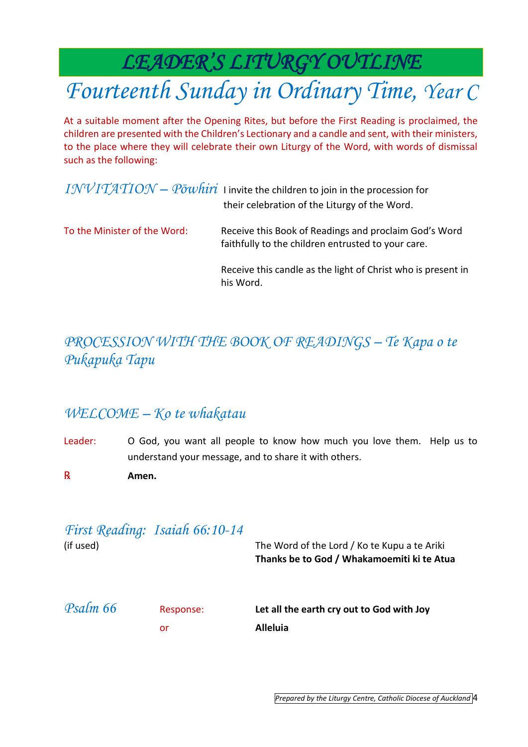# LEADER'S LITURGY OUTLINE

# *Fourteenth Sunday in Ordinary Time, Year C*

At a suitable moment after the Opening Rites, but before the First Reading is proclaimed, the children are presented with the Children's Lectionary and a candle and sent, with their ministers, to the place where they will celebrate their own Liturgy of the Word, with words of dismissal such as the following:

## *INVITATION – Pōwhiri*

I invite the children to join in the procession for their celebration of the Liturgy of the Word.

To the Minister of the Word: Receive this Book of Readings and proclaim God's Word faithfully to the children entrusted to your care.

Receive this candle as the light of Christ who is present in his Word.

## *PROCESSION WITH THE BOOK OF READINGS – Te Kapa o te Pukapuka Tapu*

## *WELCOME – Ko te whakatau*

Leader: O God, you want all people to know how much you love them. Help us to understand your message, and to share it with others.

℟ **Amen.**

## *First Reading: Isaiah 66:10-14*

(if used)

The Word of the Lord / Ko te Kupu a te Ariki
**Thanks be to God / Whakamoemiti ki te Atua**

## *Psalm 66*

Response: **Let all the earth cry out to God with Joy**

or **Alleluia**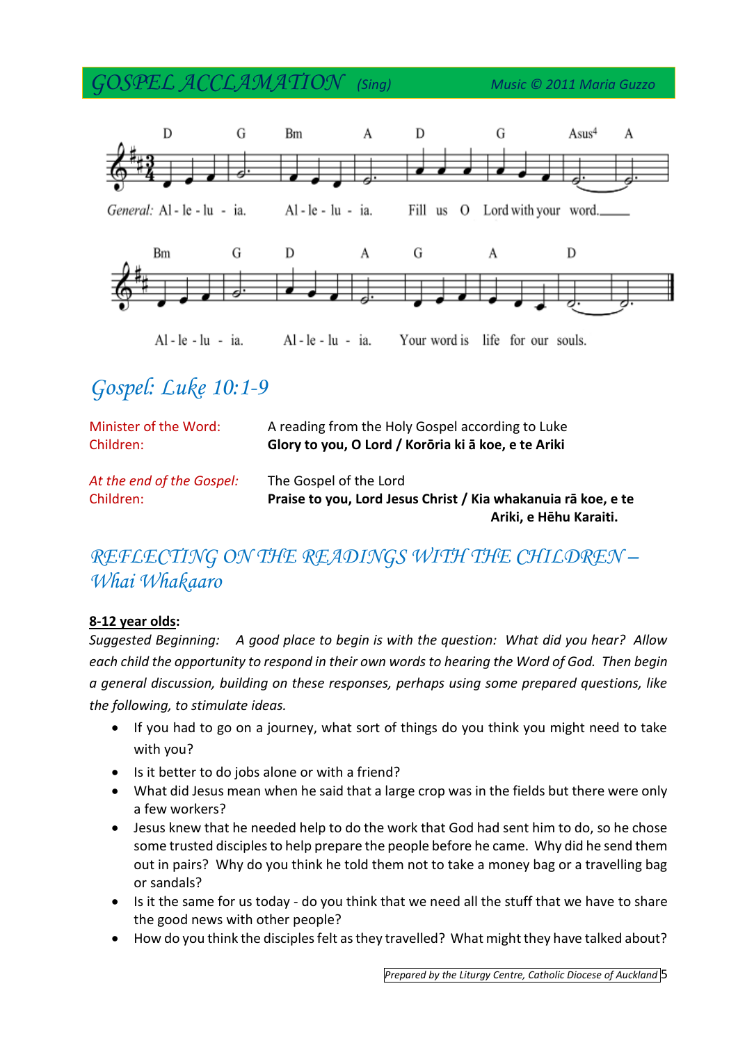## GOSPEL ACCLAMATION *(Sing)*

*Music © 2011 Maria Guzzo*

D G Bm A D G Asus4 A

*General:* Al - le - lu - ia. Al - le - lu - ia. Fill us O Lord with your word.

Bm G D A G A D

Al - le - lu - ia. Al - le - lu - ia. Your word is life for our souls.

## Gospel: Luke 10:1-9

| | |
|---|---|
| Minister of the Word: | A reading from the Holy Gospel according to Luke |
| Children: | **Glory to you, O Lord / Korōria ki ā koe, e te Ariki** |
| *At the end of the Gospel:* | The Gospel of the Lord |
| Children: | **Praise to you, Lord Jesus Christ / Kia whakanuia rā koe, e te Ariki, e Hēhu Karaiti.** |

## REFLECTING ON THE READINGS WITH THE CHILDREN – Whai Whakaaro

**8-12 year olds:**

*Suggested Beginning: A good place to begin is with the question: What did you hear? Allow each child the opportunity to respond in their own words to hearing the Word of God. Then begin a general discussion, building on these responses, perhaps using some prepared questions, like the following, to stimulate ideas.*

- If you had to go on a journey, what sort of things do you think you might need to take with you?
- Is it better to do jobs alone or with a friend?
- What did Jesus mean when he said that a large crop was in the fields but there were only a few workers?
- Jesus knew that he needed help to do the work that God had sent him to do, so he chose some trusted disciples to help prepare the people before he came. Why did he send them out in pairs? Why do you think he told them not to take a money bag or a travelling bag or sandals?
- Is it the same for us today - do you think that we need all the stuff that we have to share the good news with other people?
- How do you think the disciples felt as they travelled? What might they have talked about?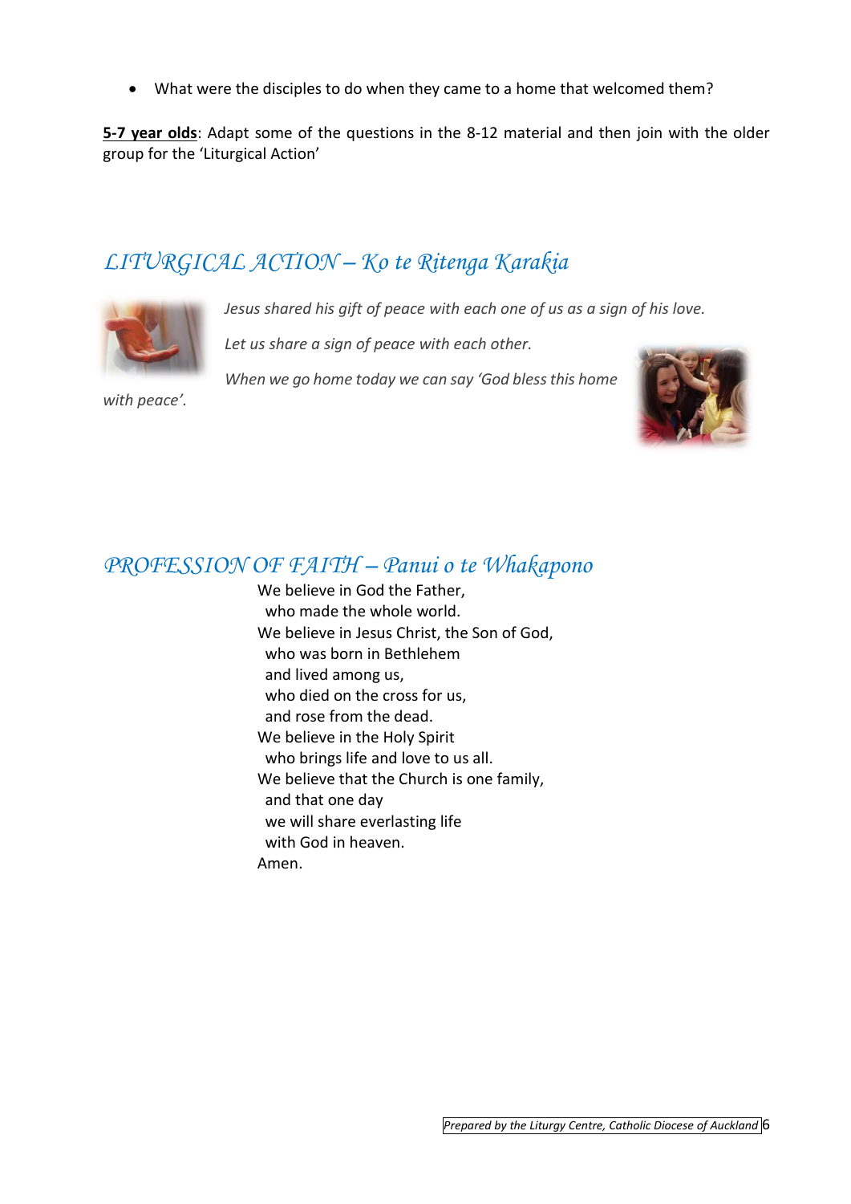- What were the disciples to do when they came to a home that welcomed them?

**5-7 year olds**: Adapt some of the questions in the 8-12 material and then join with the older group for the 'Liturgical Action'

## *LITURGICAL ACTION – Ko te Ritenga Karakia*

*Jesus shared his gift of peace with each one of us as a sign of his love.*

*Let us share a sign of peace with each other.*

*When we go home today we can say 'God bless this home with peace'.*

## *PROFESSION OF FAITH – Panui o te Whakapono*

We believe in God the Father,  
who made the whole world.  
We believe in Jesus Christ, the Son of God,  
who was born in Bethlehem  
and lived among us,  
who died on the cross for us,  
and rose from the dead.  
We believe in the Holy Spirit  
who brings life and love to us all.  
We believe that the Church is one family,  
and that one day  
we will share everlasting life  
with God in heaven.  
Amen.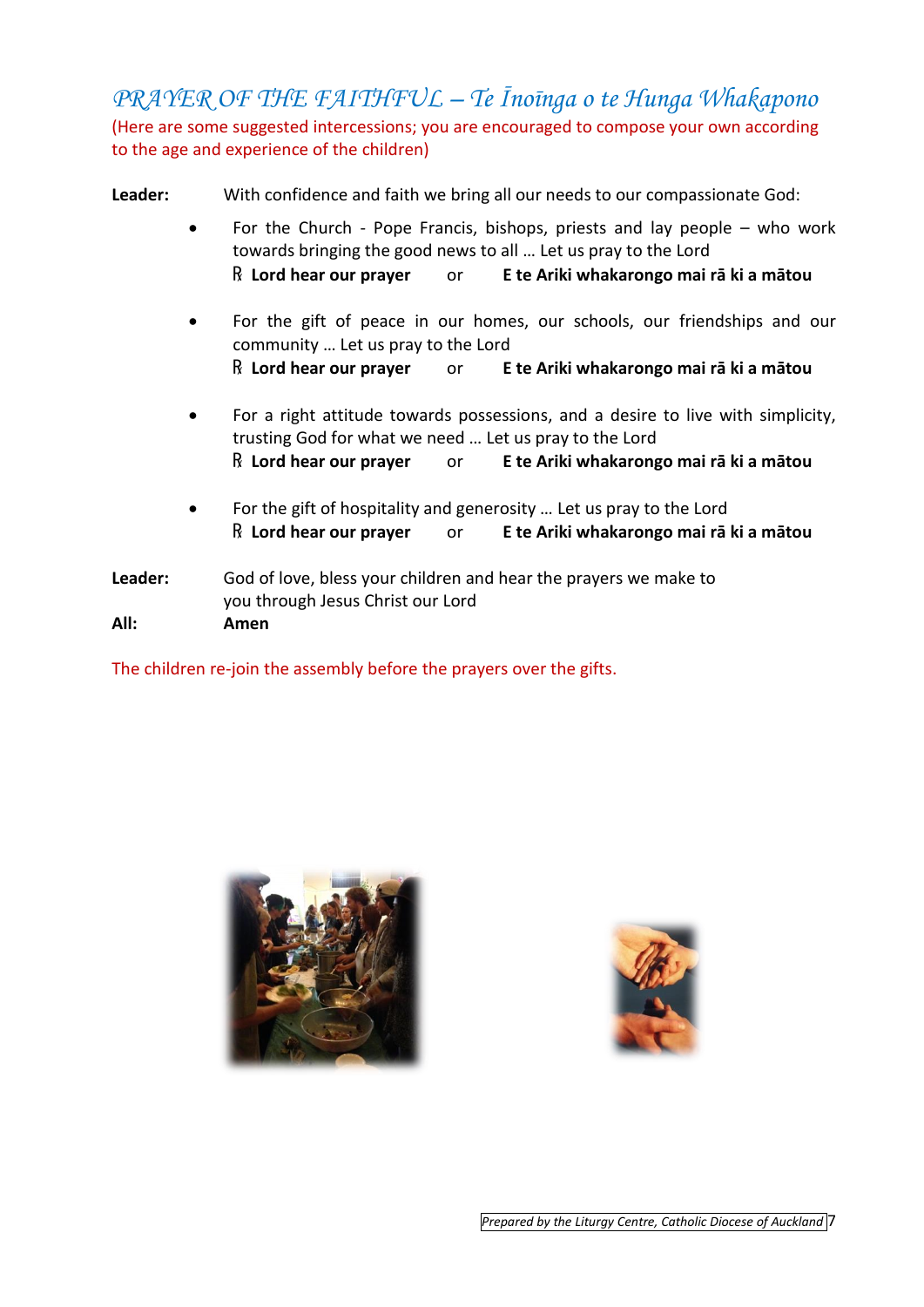## *PRAYER OF THE FAITHFUL – Te Īnoīnga o te Hunga Whakapono*

(Here are some suggested intercessions; you are encouraged to compose your own according to the age and experience of the children)

**Leader:** With confidence and faith we bring all our needs to our compassionate God:

- For the Church - Pope Francis, bishops, priests and lay people – who work towards bringing the good news to all … Let us pray to the Lord
  ℟ **Lord hear our prayer** or **E te Ariki whakarongo mai rā ki a mātou**

- For the gift of peace in our homes, our schools, our friendships and our community … Let us pray to the Lord
  ℟ **Lord hear our prayer** or **E te Ariki whakarongo mai rā ki a mātou**

- For a right attitude towards possessions, and a desire to live with simplicity, trusting God for what we need … Let us pray to the Lord
  ℟ **Lord hear our prayer** or **E te Ariki whakarongo mai rā ki a mātou**

- For the gift of hospitality and generosity … Let us pray to the Lord
  ℟ **Lord hear our prayer** or **E te Ariki whakarongo mai rā ki a mātou**

**Leader:** God of love, bless your children and hear the prayers we make to you through Jesus Christ our Lord

**All:** **Amen**

The children re-join the assembly before the prayers over the gifts.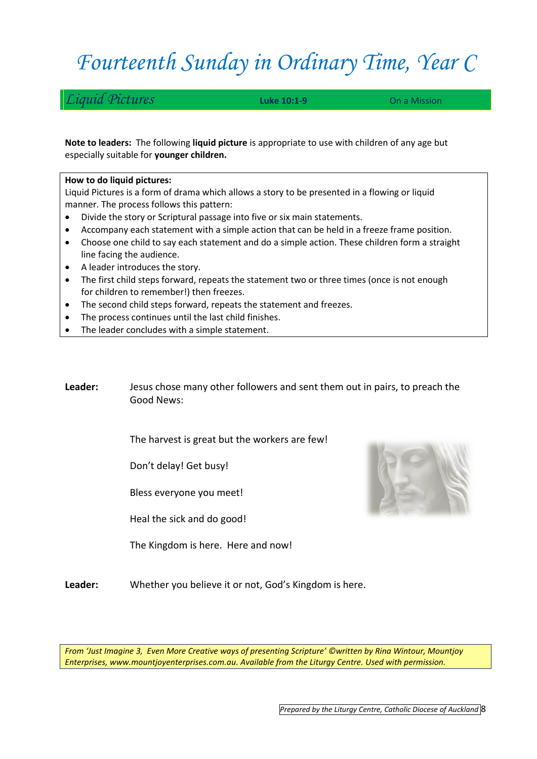# *Fourteenth Sunday in Ordinary Time, Year C*

## *Liquid Pictures* — **Luke 10:1-9** — On a Mission

**Note to leaders:** The following **liquid picture** is appropriate to use with children of any age but especially suitable for **younger children.**

**How to do liquid pictures:**

Liquid Pictures is a form of drama which allows a story to be presented in a flowing or liquid manner. The process follows this pattern:

- Divide the story or Scriptural passage into five or six main statements.
- Accompany each statement with a simple action that can be held in a freeze frame position.
- Choose one child to say each statement and do a simple action. These children form a straight line facing the audience.
- A leader introduces the story.
- The first child steps forward, repeats the statement two or three times (once is not enough for children to remember!) then freezes.
- The second child steps forward, repeats the statement and freezes.
- The process continues until the last child finishes.
- The leader concludes with a simple statement.

**Leader:** Jesus chose many other followers and sent them out in pairs, to preach the Good News:

The harvest is great but the workers are few!

Don't delay! Get busy!

Bless everyone you meet!

Heal the sick and do good!

The Kingdom is here. Here and now!

**Leader:** Whether you believe it or not, God's Kingdom is here.

*From 'Just Imagine 3, Even More Creative ways of presenting Scripture' ©written by Rina Wintour, Mountjoy Enterprises, www.mountjoyenterprises.com.au. Available from the Liturgy Centre. Used with permission.*

*Prepared by the Liturgy Centre, Catholic Diocese of Auckland*